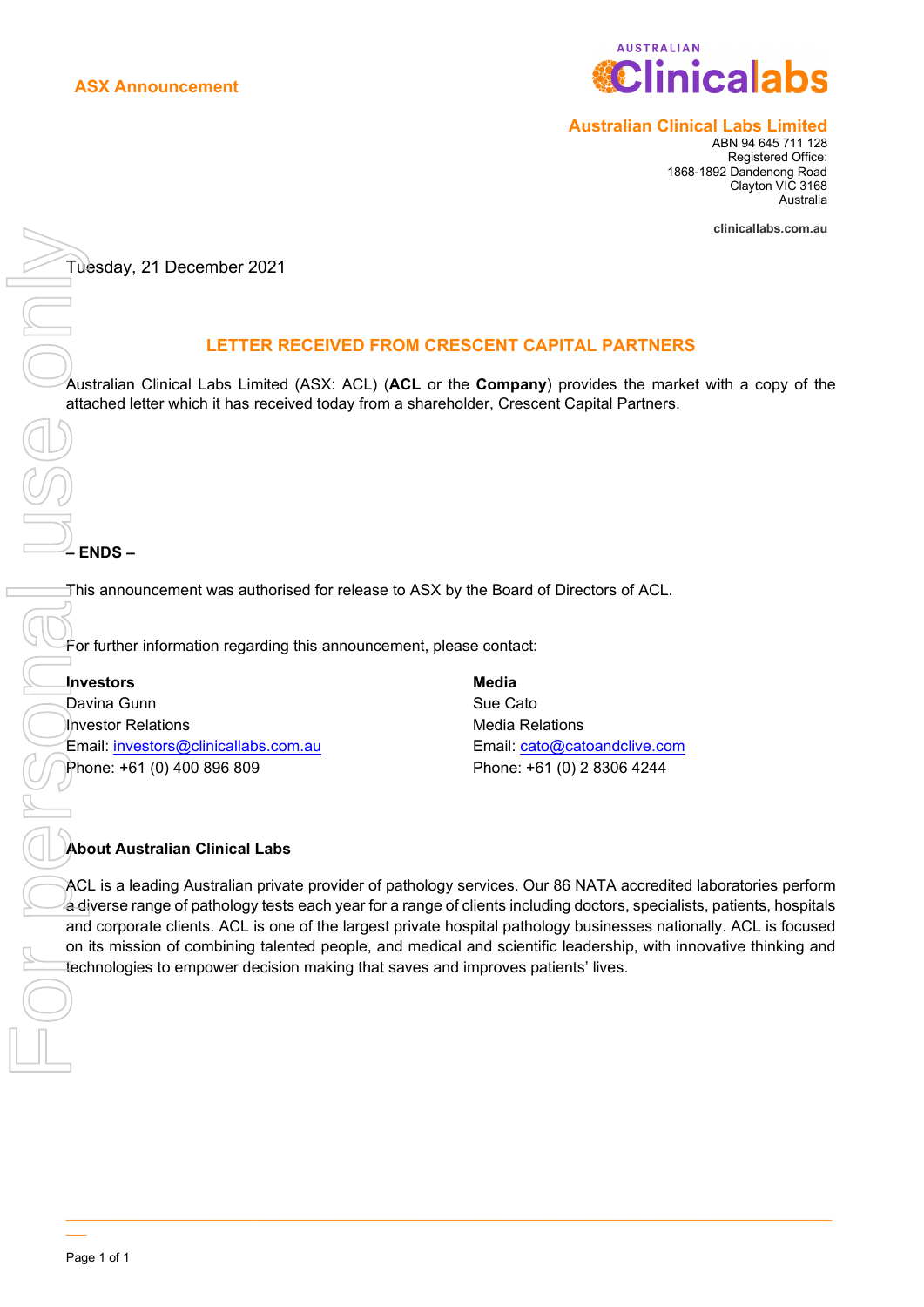**ASX Announcement**

**Australian Clinical Labs Limited**
ABN 94 645 711 128
Registered Office:
1868-1892 Dandenong Road
Clayton VIC 3168
Australia

**clinicallabs.com.au**

Tuesday, 21 December 2021

## LETTER RECEIVED FROM CRESCENT CAPITAL PARTNERS

Australian Clinical Labs Limited (ASX: ACL) (**ACL** or the **Company**) provides the market with a copy of the attached letter which it has received today from a shareholder, Crescent Capital Partners.

**– ENDS –**

This announcement was authorised for release to ASX by the Board of Directors of ACL.

For further information regarding this announcement, please contact:

**Investors**
Davina Gunn
Investor Relations
Email: investors@clinicallabs.com.au
Phone: +61 (0) 400 896 809

**Media**
Sue Cato
Media Relations
Email: cato@catoandclive.com
Phone: +61 (0) 2 8306 4244

### About Australian Clinical Labs

ACL is a leading Australian private provider of pathology services. Our 86 NATA accredited laboratories perform a diverse range of pathology tests each year for a range of clients including doctors, specialists, patients, hospitals and corporate clients. ACL is one of the largest private hospital pathology businesses nationally. ACL is focused on its mission of combining talented people, and medical and scientific leadership, with innovative thinking and technologies to empower decision making that saves and improves patients' lives.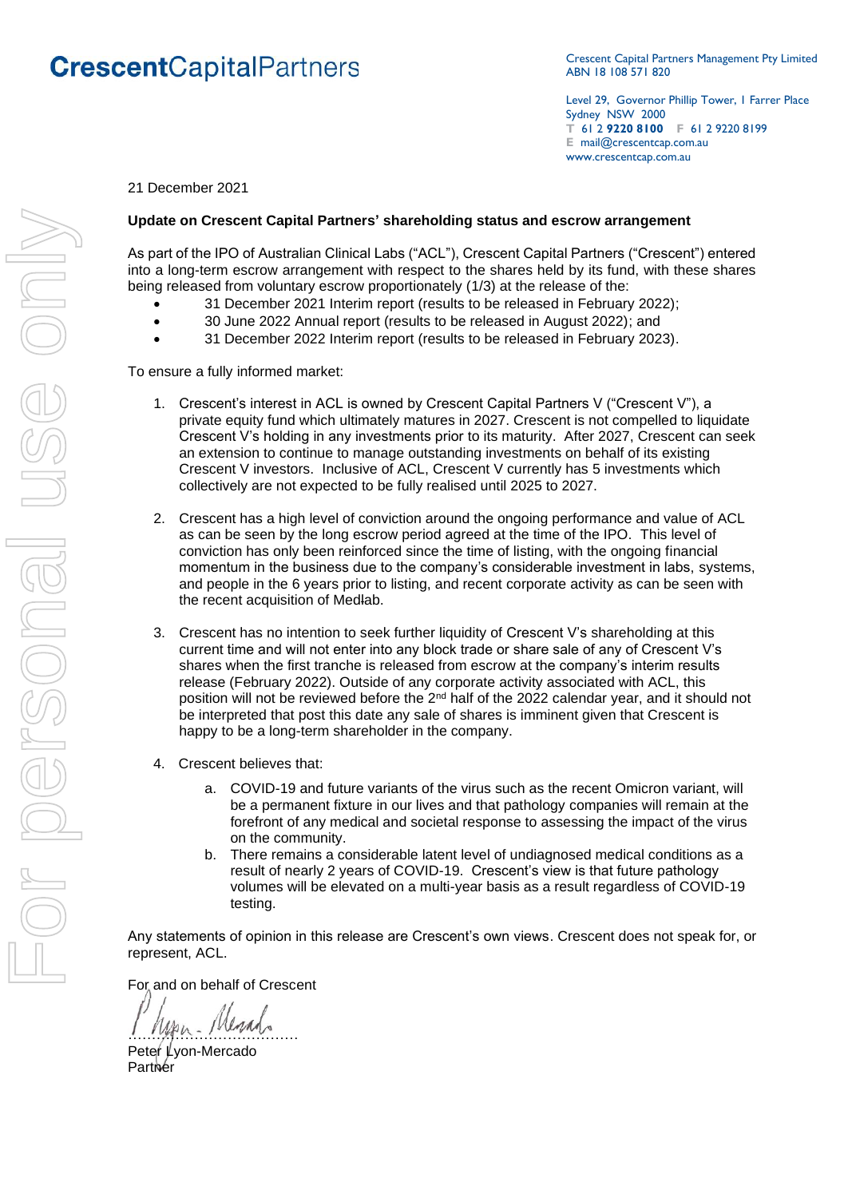# CrescentCapitalPartners

Crescent Capital Partners Management Pty Limited
ABN 18 108 571 820

Level 29, Governor Phillip Tower, 1 Farrer Place
Sydney NSW 2000
T 61 2 9220 8100 F 61 2 9220 8199
E mail@crescentcap.com.au
www.crescentcap.com.au

21 December 2021

**Update on Crescent Capital Partners' shareholding status and escrow arrangement**

As part of the IPO of Australian Clinical Labs ("ACL"), Crescent Capital Partners ("Crescent") entered into a long-term escrow arrangement with respect to the shares held by its fund, with these shares being released from voluntary escrow proportionately (1/3) at the release of the:

- 31 December 2021 Interim report (results to be released in February 2022);
- 30 June 2022 Annual report (results to be released in August 2022); and
- 31 December 2022 Interim report (results to be released in February 2023).

To ensure a fully informed market:

1. Crescent's interest in ACL is owned by Crescent Capital Partners V ("Crescent V"), a private equity fund which ultimately matures in 2027. Crescent is not compelled to liquidate Crescent V's holding in any investments prior to its maturity. After 2027, Crescent can seek an extension to continue to manage outstanding investments on behalf of its existing Crescent V investors. Inclusive of ACL, Crescent V currently has 5 investments which collectively are not expected to be fully realised until 2025 to 2027.

2. Crescent has a high level of conviction around the ongoing performance and value of ACL as can be seen by the long escrow period agreed at the time of the IPO. This level of conviction has only been reinforced since the time of listing, with the ongoing financial momentum in the business due to the company's considerable investment in labs, systems, and people in the 6 years prior to listing, and recent corporate activity as can be seen with the recent acquisition of Medlab.

3. Crescent has no intention to seek further liquidity of Crescent V's shareholding at this current time and will not enter into any block trade or share sale of any of Crescent V's shares when the first tranche is released from escrow at the company's interim results release (February 2022). Outside of any corporate activity associated with ACL, this position will not be reviewed before the 2nd half of the 2022 calendar year, and it should not be interpreted that post this date any sale of shares is imminent given that Crescent is happy to be a long-term shareholder in the company.

4. Crescent believes that:

    a. COVID-19 and future variants of the virus such as the recent Omicron variant, will be a permanent fixture in our lives and that pathology companies will remain at the forefront of any medical and societal response to assessing the impact of the virus on the community.

    b. There remains a considerable latent level of undiagnosed medical conditions as a result of nearly 2 years of COVID-19. Crescent's view is that future pathology volumes will be elevated on a multi-year basis as a result regardless of COVID-19 testing.

Any statements of opinion in this release are Crescent's own views. Crescent does not speak for, or represent, ACL.

For and on behalf of Crescent

Peter Lyon-Mercado
Partner

For personal use only